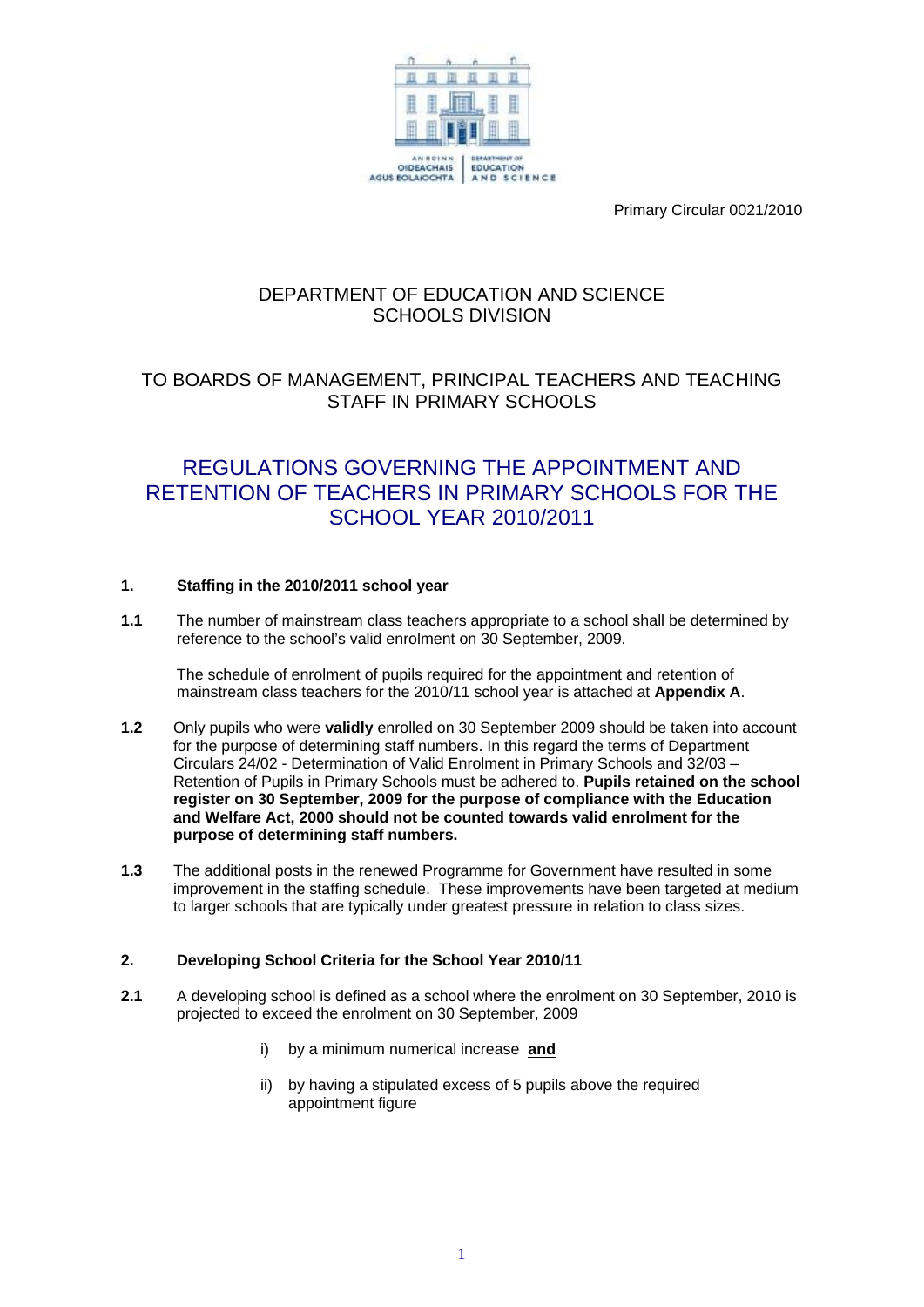Primary Circular 0021/2010

DEPARTMENT OF EDUCATION AND SCIENCE
SCHOOLS DIVISION

TO BOARDS OF MANAGEMENT, PRINCIPAL TEACHERS AND TEACHING STAFF IN PRIMARY SCHOOLS

# REGULATIONS GOVERNING THE APPOINTMENT AND RETENTION OF TEACHERS IN PRIMARY SCHOOLS FOR THE SCHOOL YEAR 2010/2011

## 1. Staffing in the 2010/2011 school year

**1.1** The number of mainstream class teachers appropriate to a school shall be determined by reference to the school's valid enrolment on 30 September, 2009.

The schedule of enrolment of pupils required for the appointment and retention of mainstream class teachers for the 2010/11 school year is attached at **Appendix A**.

**1.2** Only pupils who were **validly** enrolled on 30 September 2009 should be taken into account for the purpose of determining staff numbers. In this regard the terms of Department Circulars 24/02 - Determination of Valid Enrolment in Primary Schools and 32/03 – Retention of Pupils in Primary Schools must be adhered to. **Pupils retained on the school register on 30 September, 2009 for the purpose of compliance with the Education and Welfare Act, 2000 should not be counted towards valid enrolment for the purpose of determining staff numbers.**

**1.3** The additional posts in the renewed Programme for Government have resulted in some improvement in the staffing schedule. These improvements have been targeted at medium to larger schools that are typically under greatest pressure in relation to class sizes.

## 2. Developing School Criteria for the School Year 2010/11

**2.1** A developing school is defined as a school where the enrolment on 30 September, 2010 is projected to exceed the enrolment on 30 September, 2009

i) by a minimum numerical increase **and**

ii) by having a stipulated excess of 5 pupils above the required appointment figure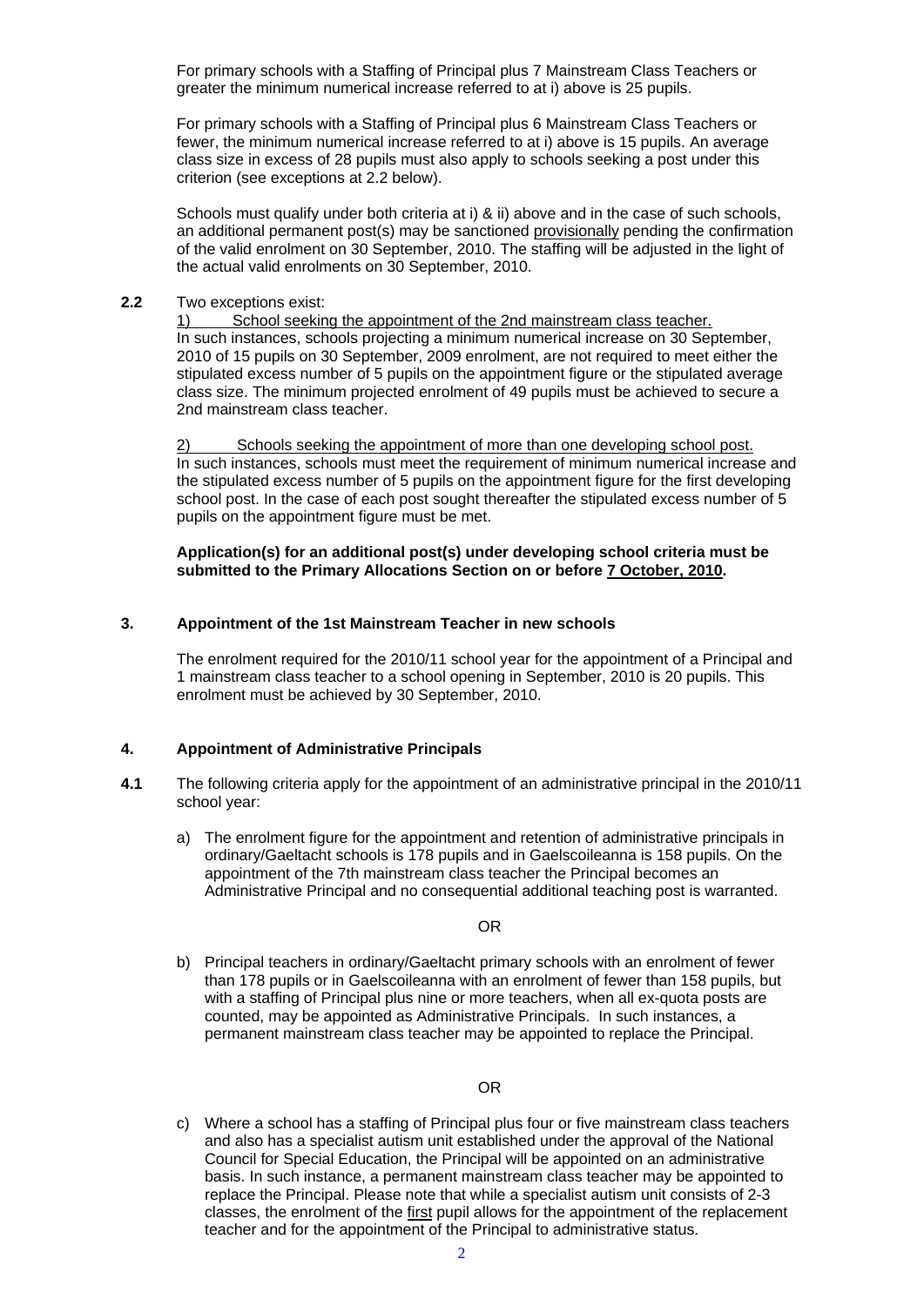For primary schools with a Staffing of Principal plus 7 Mainstream Class Teachers or greater the minimum numerical increase referred to at i) above is 25 pupils.

For primary schools with a Staffing of Principal plus 6 Mainstream Class Teachers or fewer, the minimum numerical increase referred to at i) above is 15 pupils. An average class size in excess of 28 pupils must also apply to schools seeking a post under this criterion (see exceptions at 2.2 below).

Schools must qualify under both criteria at i) & ii) above and in the case of such schools, an additional permanent post(s) may be sanctioned provisionally pending the confirmation of the valid enrolment on 30 September, 2010. The staffing will be adjusted in the light of the actual valid enrolments on 30 September, 2010.

**2.2** Two exceptions exist:

1) School seeking the appointment of the 2nd mainstream class teacher.
In such instances, schools projecting a minimum numerical increase on 30 September, 2010 of 15 pupils on 30 September, 2009 enrolment, are not required to meet either the stipulated excess number of 5 pupils on the appointment figure or the stipulated average class size. The minimum projected enrolment of 49 pupils must be achieved to secure a 2nd mainstream class teacher.

2) Schools seeking the appointment of more than one developing school post.
In such instances, schools must meet the requirement of minimum numerical increase and the stipulated excess number of 5 pupils on the appointment figure for the first developing school post. In the case of each post sought thereafter the stipulated excess number of 5 pupils on the appointment figure must be met.

**Application(s) for an additional post(s) under developing school criteria must be submitted to the Primary Allocations Section on or before 7 October, 2010.**

## 3. Appointment of the 1st Mainstream Teacher in new schools

The enrolment required for the 2010/11 school year for the appointment of a Principal and 1 mainstream class teacher to a school opening in September, 2010 is 20 pupils. This enrolment must be achieved by 30 September, 2010.

## 4. Appointment of Administrative Principals

**4.1** The following criteria apply for the appointment of an administrative principal in the 2010/11 school year:

a) The enrolment figure for the appointment and retention of administrative principals in ordinary/Gaeltacht schools is 178 pupils and in Gaelscoileanna is 158 pupils. On the appointment of the 7th mainstream class teacher the Principal becomes an Administrative Principal and no consequential additional teaching post is warranted.

OR

b) Principal teachers in ordinary/Gaeltacht primary schools with an enrolment of fewer than 178 pupils or in Gaelscoileanna with an enrolment of fewer than 158 pupils, but with a staffing of Principal plus nine or more teachers, when all ex-quota posts are counted, may be appointed as Administrative Principals. In such instances, a permanent mainstream class teacher may be appointed to replace the Principal.

OR

c) Where a school has a staffing of Principal plus four or five mainstream class teachers and also has a specialist autism unit established under the approval of the National Council for Special Education, the Principal will be appointed on an administrative basis. In such instance, a permanent mainstream class teacher may be appointed to replace the Principal. Please note that while a specialist autism unit consists of 2-3 classes, the enrolment of the first pupil allows for the appointment of the replacement teacher and for the appointment of the Principal to administrative status.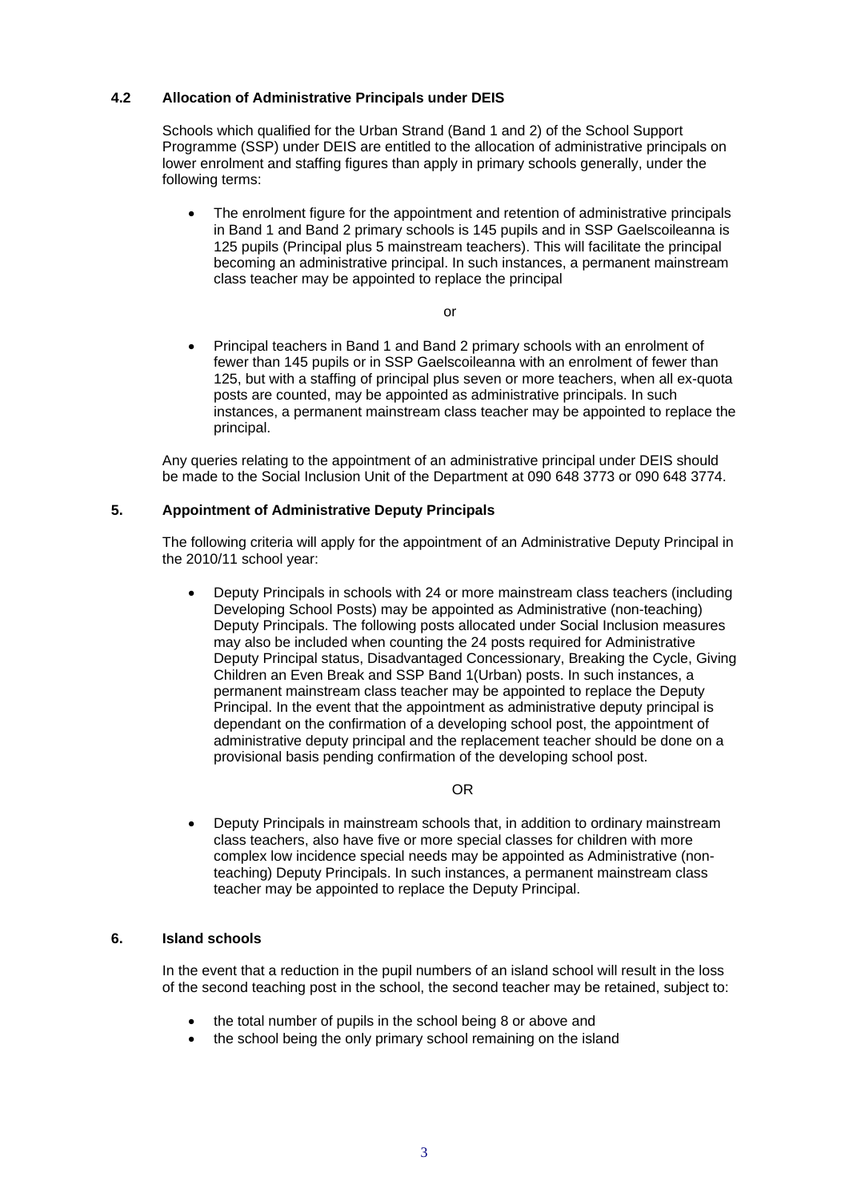### 4.2 Allocation of Administrative Principals under DEIS

Schools which qualified for the Urban Strand (Band 1 and 2) of the School Support Programme (SSP) under DEIS are entitled to the allocation of administrative principals on lower enrolment and staffing figures than apply in primary schools generally, under the following terms:

- The enrolment figure for the appointment and retention of administrative principals in Band 1 and Band 2 primary schools is 145 pupils and in SSP Gaelscoileanna is 125 pupils (Principal plus 5 mainstream teachers). This will facilitate the principal becoming an administrative principal. In such instances, a permanent mainstream class teacher may be appointed to replace the principal

or

- Principal teachers in Band 1 and Band 2 primary schools with an enrolment of fewer than 145 pupils or in SSP Gaelscoileanna with an enrolment of fewer than 125, but with a staffing of principal plus seven or more teachers, when all ex-quota posts are counted, may be appointed as administrative principals. In such instances, a permanent mainstream class teacher may be appointed to replace the principal.

Any queries relating to the appointment of an administrative principal under DEIS should be made to the Social Inclusion Unit of the Department at 090 648 3773 or 090 648 3774.

## 5. Appointment of Administrative Deputy Principals

The following criteria will apply for the appointment of an Administrative Deputy Principal in the 2010/11 school year:

- Deputy Principals in schools with 24 or more mainstream class teachers (including Developing School Posts) may be appointed as Administrative (non-teaching) Deputy Principals. The following posts allocated under Social Inclusion measures may also be included when counting the 24 posts required for Administrative Deputy Principal status, Disadvantaged Concessionary, Breaking the Cycle, Giving Children an Even Break and SSP Band 1(Urban) posts. In such instances, a permanent mainstream class teacher may be appointed to replace the Deputy Principal. In the event that the appointment as administrative deputy principal is dependant on the confirmation of a developing school post, the appointment of administrative deputy principal and the replacement teacher should be done on a provisional basis pending confirmation of the developing school post.

OR

- Deputy Principals in mainstream schools that, in addition to ordinary mainstream class teachers, also have five or more special classes for children with more complex low incidence special needs may be appointed as Administrative (non-teaching) Deputy Principals. In such instances, a permanent mainstream class teacher may be appointed to replace the Deputy Principal.

## 6. Island schools

In the event that a reduction in the pupil numbers of an island school will result in the loss of the second teaching post in the school, the second teacher may be retained, subject to:

- the total number of pupils in the school being 8 or above and
- the school being the only primary school remaining on the island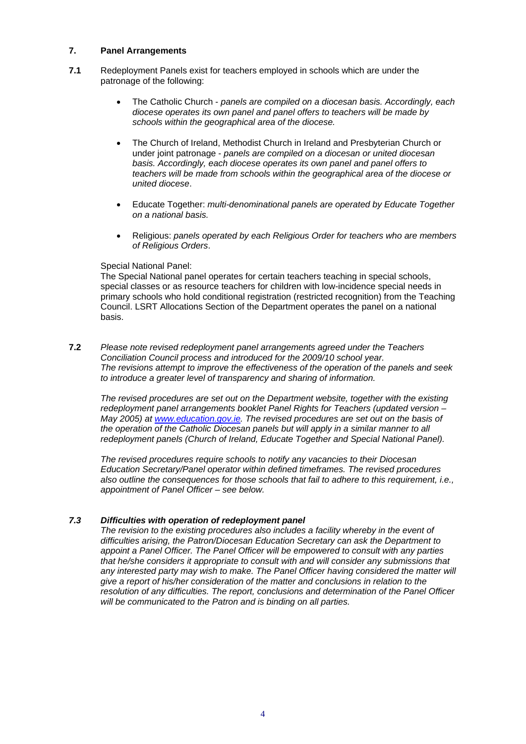## 7. Panel Arrangements

**7.1** Redeployment Panels exist for teachers employed in schools which are under the patronage of the following:

- The Catholic Church - *panels are compiled on a diocesan basis. Accordingly, each diocese operates its own panel and panel offers to teachers will be made by schools within the geographical area of the diocese.*

- The Church of Ireland, Methodist Church in Ireland and Presbyterian Church or under joint patronage - *panels are compiled on a diocesan or united diocesan basis. Accordingly, each diocese operates its own panel and panel offers to teachers will be made from schools within the geographical area of the diocese or united diocese*.

- Educate Together: *multi-denominational panels are operated by Educate Together on a national basis.*

- Religious: *panels operated by each Religious Order for teachers who are members of Religious Orders*.

Special National Panel:
The Special National panel operates for certain teachers teaching in special schools, special classes or as resource teachers for children with low-incidence special needs in primary schools who hold conditional registration (restricted recognition) from the Teaching Council. LSRT Allocations Section of the Department operates the panel on a national basis.

**7.2** *Please note revised redeployment panel arrangements agreed under the Teachers Conciliation Council process and introduced for the 2009/10 school year. The revisions attempt to improve the effectiveness of the operation of the panels and seek to introduce a greater level of transparency and sharing of information.*

*The revised procedures are set out on the Department website, together with the existing redeployment panel arrangements booklet Panel Rights for Teachers (updated version – May 2005) at [www.education.gov.ie](http://www.education.gov.ie). The revised procedures are set out on the basis of the operation of the Catholic Diocesan panels but will apply in a similar manner to all redeployment panels (Church of Ireland, Educate Together and Special National Panel).*

*The revised procedures require schools to notify any vacancies to their Diocesan Education Secretary/Panel operator within defined timeframes. The revised procedures also outline the consequences for those schools that fail to adhere to this requirement, i.e., appointment of Panel Officer – see below.*

***7.3 Difficulties with operation of redeployment panel***

*The revision to the existing procedures also includes a facility whereby in the event of difficulties arising, the Patron/Diocesan Education Secretary can ask the Department to appoint a Panel Officer. The Panel Officer will be empowered to consult with any parties that he/she considers it appropriate to consult with and will consider any submissions that any interested party may wish to make. The Panel Officer having considered the matter will give a report of his/her consideration of the matter and conclusions in relation to the resolution of any difficulties. The report, conclusions and determination of the Panel Officer will be communicated to the Patron and is binding on all parties.*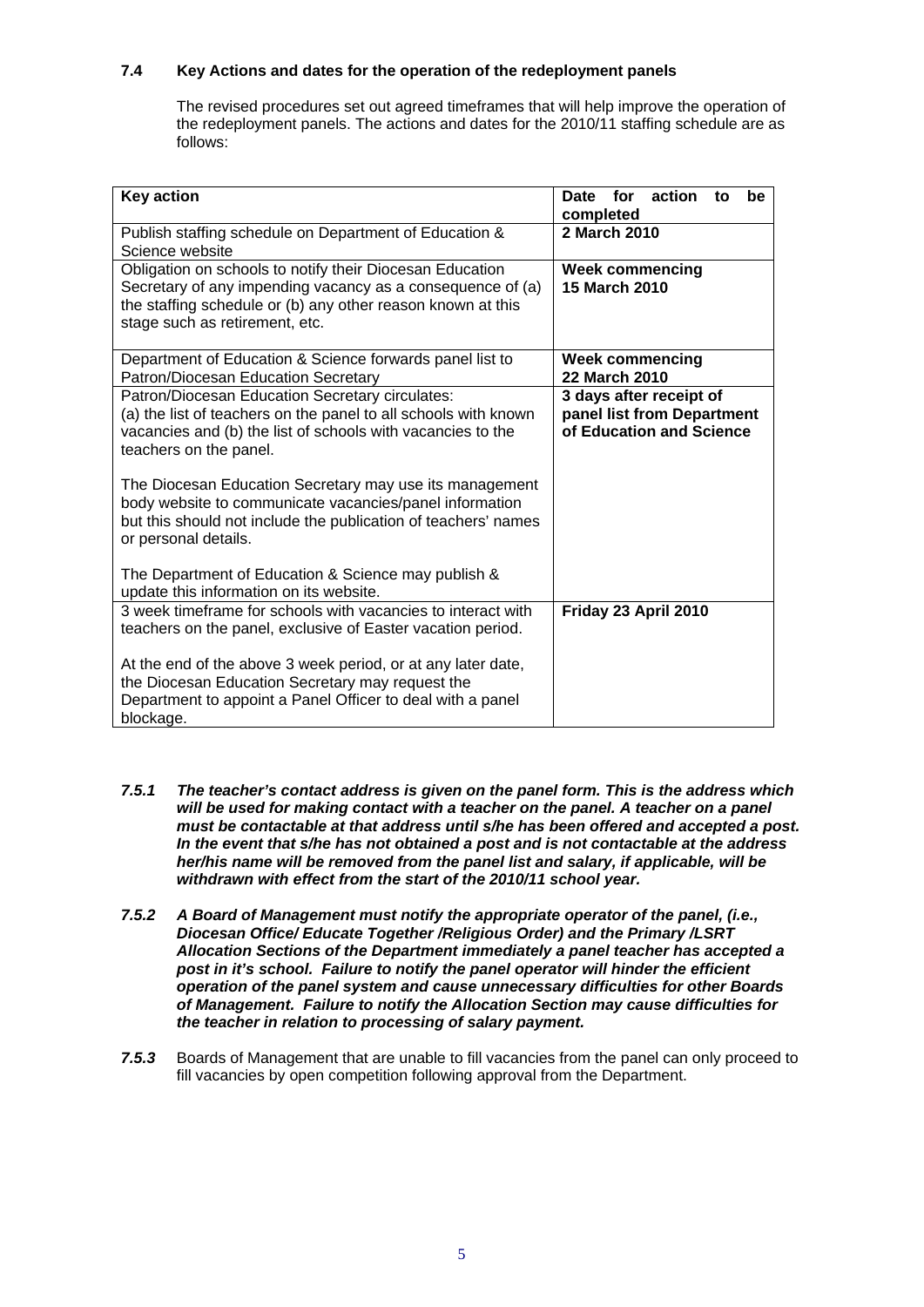### 7.4 Key Actions and dates for the operation of the redeployment panels

The revised procedures set out agreed timeframes that will help improve the operation of the redeployment panels. The actions and dates for the 2010/11 staffing schedule are as follows:

| **Key action** | **Date for action to be completed** |
|---|---|
| Publish staffing schedule on Department of Education & Science website | **2 March 2010** |
| Obligation on schools to notify their Diocesan Education Secretary of any impending vacancy as a consequence of (a) the staffing schedule or (b) any other reason known at this stage such as retirement, etc. | **Week commencing 15 March 2010** |
| Department of Education & Science forwards panel list to Patron/Diocesan Education Secretary | **Week commencing 22 March 2010** |
| Patron/Diocesan Education Secretary circulates:<br>(a) the list of teachers on the panel to all schools with known vacancies and (b) the list of schools with vacancies to the teachers on the panel.<br><br>The Diocesan Education Secretary may use its management body website to communicate vacancies/panel information but this should not include the publication of teachers' names or personal details.<br><br>The Department of Education & Science may publish & update this information on its website. | **3 days after receipt of panel list from Department of Education and Science** |
| 3 week timeframe for schools with vacancies to interact with teachers on the panel, exclusive of Easter vacation period.<br><br>At the end of the above 3 week period, or at any later date, the Diocesan Education Secretary may request the Department to appoint a Panel Officer to deal with a panel blockage. | **Friday 23 April 2010** |

***7.5.1*** ***The teacher's contact address is given on the panel form. This is the address which will be used for making contact with a teacher on the panel. A teacher on a panel must be contactable at that address until s/he has been offered and accepted a post. In the event that s/he has not obtained a post and is not contactable at the address her/his name will be removed from the panel list and salary, if applicable, will be withdrawn with effect from the start of the 2010/11 school year.***

***7.5.2*** ***A Board of Management must notify the appropriate operator of the panel, (i.e., Diocesan Office/ Educate Together /Religious Order) and the Primary /LSRT Allocation Sections of the Department immediately a panel teacher has accepted a post in it's school. Failure to notify the panel operator will hinder the efficient operation of the panel system and cause unnecessary difficulties for other Boards of Management. Failure to notify the Allocation Section may cause difficulties for the teacher in relation to processing of salary payment.***

***7.5.3*** Boards of Management that are unable to fill vacancies from the panel can only proceed to fill vacancies by open competition following approval from the Department.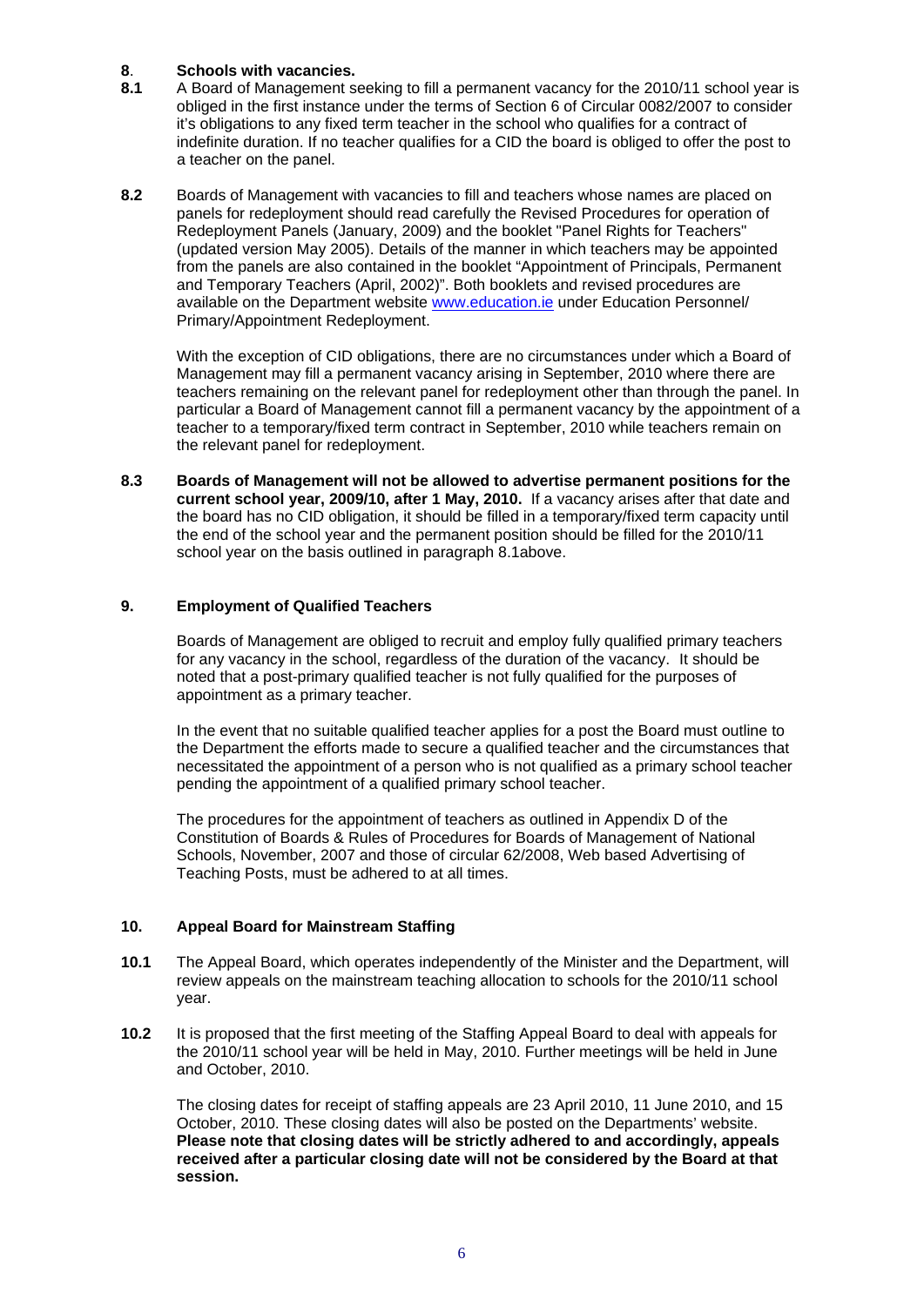## 8. Schools with vacancies.

**8.1** A Board of Management seeking to fill a permanent vacancy for the 2010/11 school year is obliged in the first instance under the terms of Section 6 of Circular 0082/2007 to consider it's obligations to any fixed term teacher in the school who qualifies for a contract of indefinite duration. If no teacher qualifies for a CID the board is obliged to offer the post to a teacher on the panel.

**8.2** Boards of Management with vacancies to fill and teachers whose names are placed on panels for redeployment should read carefully the Revised Procedures for operation of Redeployment Panels (January, 2009) and the booklet "Panel Rights for Teachers" (updated version May 2005). Details of the manner in which teachers may be appointed from the panels are also contained in the booklet "Appointment of Principals, Permanent and Temporary Teachers (April, 2002)". Both booklets and revised procedures are available on the Department website www.education.ie under Education Personnel/ Primary/Appointment Redeployment.

With the exception of CID obligations, there are no circumstances under which a Board of Management may fill a permanent vacancy arising in September, 2010 where there are teachers remaining on the relevant panel for redeployment other than through the panel. In particular a Board of Management cannot fill a permanent vacancy by the appointment of a teacher to a temporary/fixed term contract in September, 2010 while teachers remain on the relevant panel for redeployment.

**8.3** **Boards of Management will not be allowed to advertise permanent positions for the current school year, 2009/10, after 1 May, 2010.** If a vacancy arises after that date and the board has no CID obligation, it should be filled in a temporary/fixed term capacity until the end of the school year and the permanent position should be filled for the 2010/11 school year on the basis outlined in paragraph 8.1above.

## 9. Employment of Qualified Teachers

Boards of Management are obliged to recruit and employ fully qualified primary teachers for any vacancy in the school, regardless of the duration of the vacancy. It should be noted that a post-primary qualified teacher is not fully qualified for the purposes of appointment as a primary teacher.

In the event that no suitable qualified teacher applies for a post the Board must outline to the Department the efforts made to secure a qualified teacher and the circumstances that necessitated the appointment of a person who is not qualified as a primary school teacher pending the appointment of a qualified primary school teacher.

The procedures for the appointment of teachers as outlined in Appendix D of the Constitution of Boards & Rules of Procedures for Boards of Management of National Schools, November, 2007 and those of circular 62/2008, Web based Advertising of Teaching Posts, must be adhered to at all times.

## 10. Appeal Board for Mainstream Staffing

**10.1** The Appeal Board, which operates independently of the Minister and the Department, will review appeals on the mainstream teaching allocation to schools for the 2010/11 school year.

**10.2** It is proposed that the first meeting of the Staffing Appeal Board to deal with appeals for the 2010/11 school year will be held in May, 2010. Further meetings will be held in June and October, 2010.

The closing dates for receipt of staffing appeals are 23 April 2010, 11 June 2010, and 15 October, 2010. These closing dates will also be posted on the Departments' website. **Please note that closing dates will be strictly adhered to and accordingly, appeals received after a particular closing date will not be considered by the Board at that session.**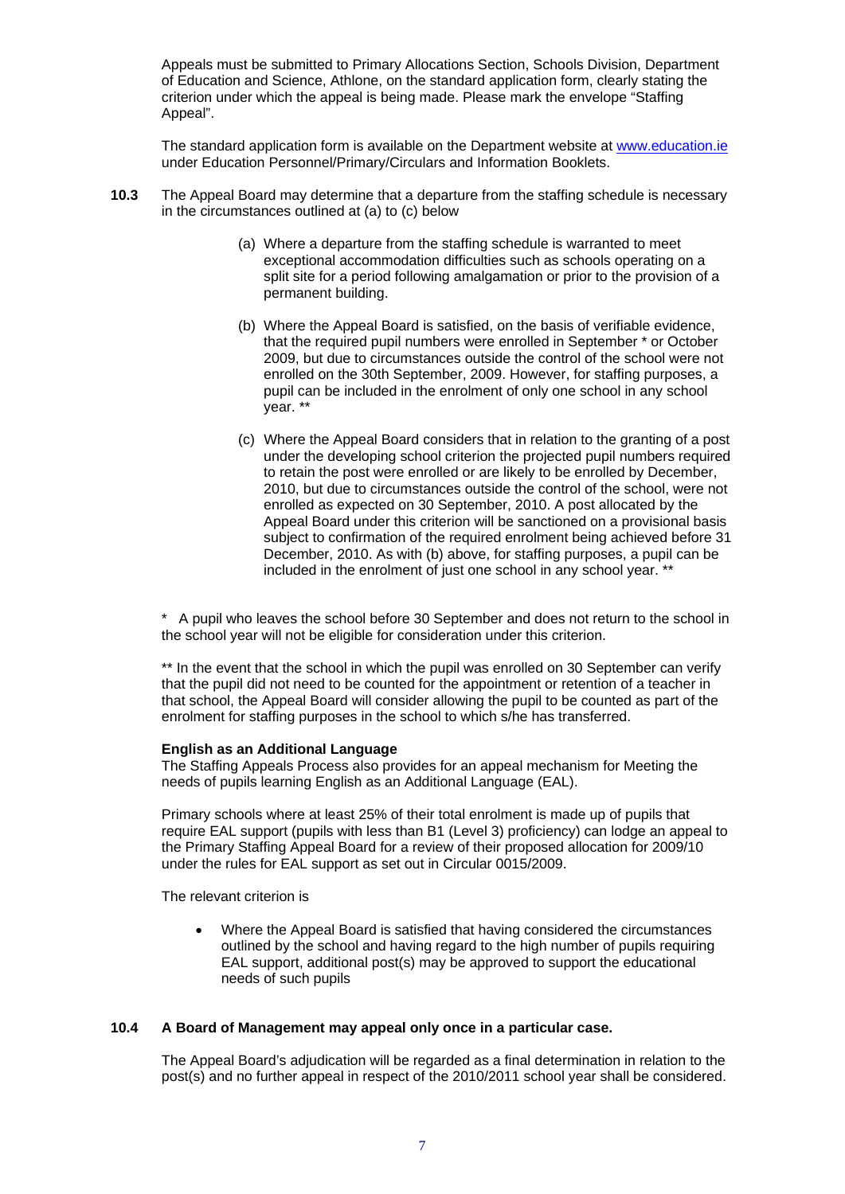Appeals must be submitted to Primary Allocations Section, Schools Division, Department of Education and Science, Athlone, on the standard application form, clearly stating the criterion under which the appeal is being made. Please mark the envelope "Staffing Appeal".

The standard application form is available on the Department website at www.education.ie under Education Personnel/Primary/Circulars and Information Booklets.

**10.3** The Appeal Board may determine that a departure from the staffing schedule is necessary in the circumstances outlined at (a) to (c) below

(a) Where a departure from the staffing schedule is warranted to meet exceptional accommodation difficulties such as schools operating on a split site for a period following amalgamation or prior to the provision of a permanent building.

(b) Where the Appeal Board is satisfied, on the basis of verifiable evidence, that the required pupil numbers were enrolled in September * or October 2009, but due to circumstances outside the control of the school were not enrolled on the 30th September, 2009. However, for staffing purposes, a pupil can be included in the enrolment of only one school in any school year. **

(c) Where the Appeal Board considers that in relation to the granting of a post under the developing school criterion the projected pupil numbers required to retain the post were enrolled or are likely to be enrolled by December, 2010, but due to circumstances outside the control of the school, were not enrolled as expected on 30 September, 2010. A post allocated by the Appeal Board under this criterion will be sanctioned on a provisional basis subject to confirmation of the required enrolment being achieved before 31 December, 2010. As with (b) above, for staffing purposes, a pupil can be included in the enrolment of just one school in any school year. **

* A pupil who leaves the school before 30 September and does not return to the school in the school year will not be eligible for consideration under this criterion.

** In the event that the school in which the pupil was enrolled on 30 September can verify that the pupil did not need to be counted for the appointment or retention of a teacher in that school, the Appeal Board will consider allowing the pupil to be counted as part of the enrolment for staffing purposes in the school to which s/he has transferred.

**English as an Additional Language**

The Staffing Appeals Process also provides for an appeal mechanism for Meeting the needs of pupils learning English as an Additional Language (EAL).

Primary schools where at least 25% of their total enrolment is made up of pupils that require EAL support (pupils with less than B1 (Level 3) proficiency) can lodge an appeal to the Primary Staffing Appeal Board for a review of their proposed allocation for 2009/10 under the rules for EAL support as set out in Circular 0015/2009.

The relevant criterion is

- Where the Appeal Board is satisfied that having considered the circumstances outlined by the school and having regard to the high number of pupils requiring EAL support, additional post(s) may be approved to support the educational needs of such pupils

**10.4 A Board of Management may appeal only once in a particular case.**

The Appeal Board's adjudication will be regarded as a final determination in relation to the post(s) and no further appeal in respect of the 2010/2011 school year shall be considered.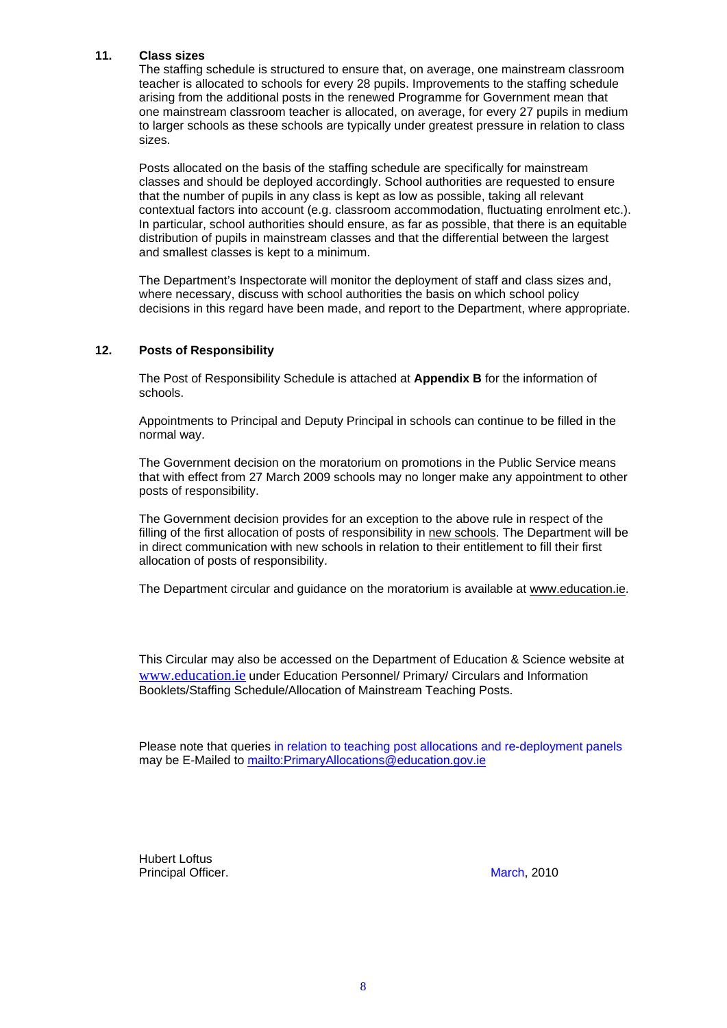## 11. Class sizes

The staffing schedule is structured to ensure that, on average, one mainstream classroom teacher is allocated to schools for every 28 pupils. Improvements to the staffing schedule arising from the additional posts in the renewed Programme for Government mean that one mainstream classroom teacher is allocated, on average, for every 27 pupils in medium to larger schools as these schools are typically under greatest pressure in relation to class sizes.

Posts allocated on the basis of the staffing schedule are specifically for mainstream classes and should be deployed accordingly. School authorities are requested to ensure that the number of pupils in any class is kept as low as possible, taking all relevant contextual factors into account (e.g. classroom accommodation, fluctuating enrolment etc.). In particular, school authorities should ensure, as far as possible, that there is an equitable distribution of pupils in mainstream classes and that the differential between the largest and smallest classes is kept to a minimum.

The Department's Inspectorate will monitor the deployment of staff and class sizes and, where necessary, discuss with school authorities the basis on which school policy decisions in this regard have been made, and report to the Department, where appropriate.

## 12. Posts of Responsibility

The Post of Responsibility Schedule is attached at **Appendix B** for the information of schools.

Appointments to Principal and Deputy Principal in schools can continue to be filled in the normal way.

The Government decision on the moratorium on promotions in the Public Service means that with effect from 27 March 2009 schools may no longer make any appointment to other posts of responsibility.

The Government decision provides for an exception to the above rule in respect of the filling of the first allocation of posts of responsibility in new schools. The Department will be in direct communication with new schools in relation to their entitlement to fill their first allocation of posts of responsibility.

The Department circular and guidance on the moratorium is available at www.education.ie.

This Circular may also be accessed on the Department of Education & Science website at www.education.ie under Education Personnel/ Primary/ Circulars and Information Booklets/Staffing Schedule/Allocation of Mainstream Teaching Posts.

Please note that queries in relation to teaching post allocations and re-deployment panels may be E-Mailed to mailto:PrimaryAllocations@education.gov.ie

Hubert Loftus
Principal Officer.

March, 2010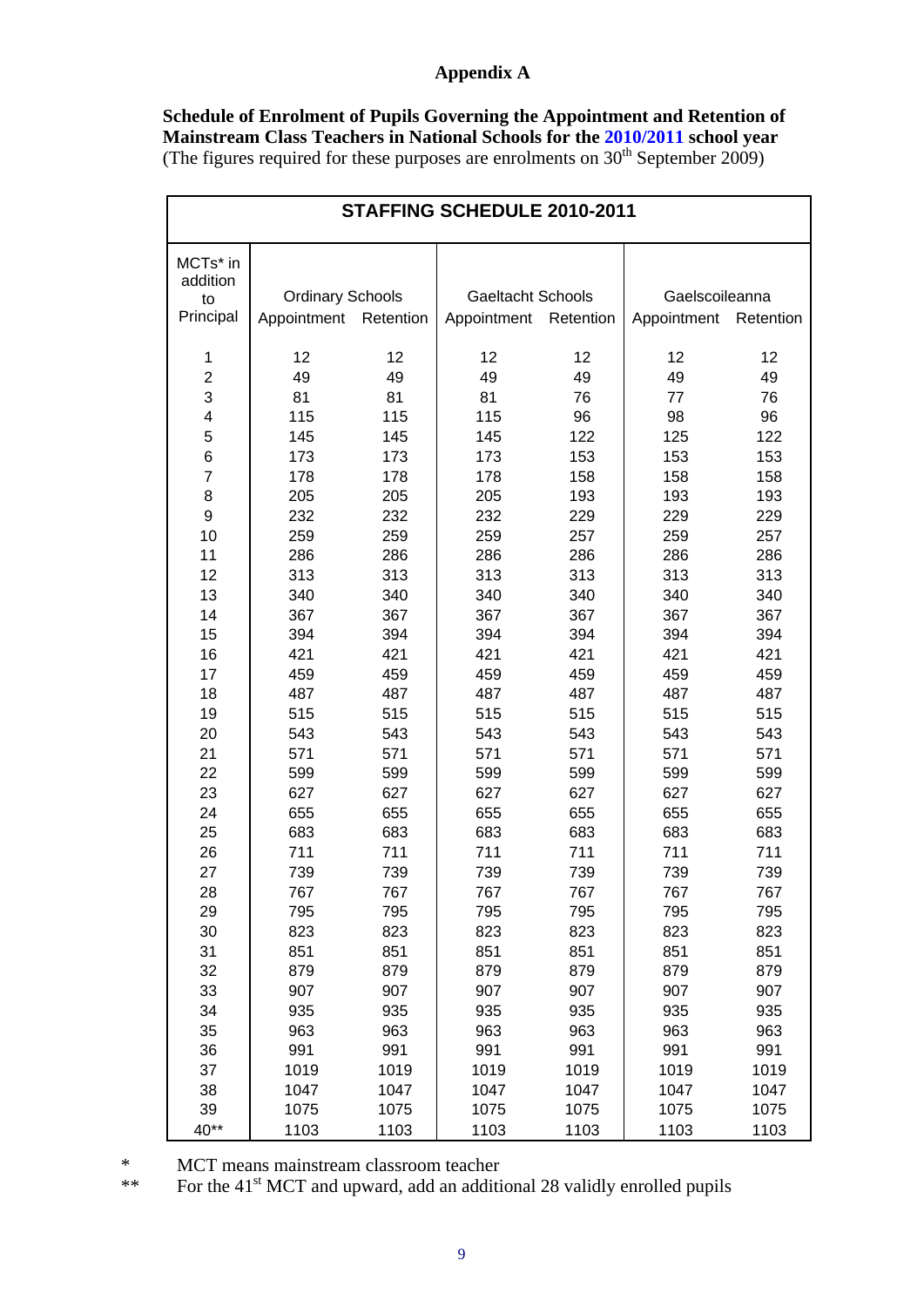# Appendix A

**Schedule of Enrolment of Pupils Governing the Appointment and Retention of Mainstream Class Teachers in National Schools for the 2010/2011 school year**
(The figures required for these purposes are enrolments on 30th September 2009)

**STAFFING SCHEDULE 2010-2011**

| MCTs* in addition to Principal | Ordinary Schools | | Gaeltacht Schools | | Gaelscoileanna | |
|---|---|---|---|---|---|---|
| | Appointment | Retention | Appointment | Retention | Appointment | Retention |
| 1 | 12 | 12 | 12 | 12 | 12 | 12 |
| 2 | 49 | 49 | 49 | 49 | 49 | 49 |
| 3 | 81 | 81 | 81 | 76 | 77 | 76 |
| 4 | 115 | 115 | 115 | 96 | 98 | 96 |
| 5 | 145 | 145 | 145 | 122 | 125 | 122 |
| 6 | 173 | 173 | 173 | 153 | 153 | 153 |
| 7 | 178 | 178 | 178 | 158 | 158 | 158 |
| 8 | 205 | 205 | 205 | 193 | 193 | 193 |
| 9 | 232 | 232 | 232 | 229 | 229 | 229 |
| 10 | 259 | 259 | 259 | 257 | 259 | 257 |
| 11 | 286 | 286 | 286 | 286 | 286 | 286 |
| 12 | 313 | 313 | 313 | 313 | 313 | 313 |
| 13 | 340 | 340 | 340 | 340 | 340 | 340 |
| 14 | 367 | 367 | 367 | 367 | 367 | 367 |
| 15 | 394 | 394 | 394 | 394 | 394 | 394 |
| 16 | 421 | 421 | 421 | 421 | 421 | 421 |
| 17 | 459 | 459 | 459 | 459 | 459 | 459 |
| 18 | 487 | 487 | 487 | 487 | 487 | 487 |
| 19 | 515 | 515 | 515 | 515 | 515 | 515 |
| 20 | 543 | 543 | 543 | 543 | 543 | 543 |
| 21 | 571 | 571 | 571 | 571 | 571 | 571 |
| 22 | 599 | 599 | 599 | 599 | 599 | 599 |
| 23 | 627 | 627 | 627 | 627 | 627 | 627 |
| 24 | 655 | 655 | 655 | 655 | 655 | 655 |
| 25 | 683 | 683 | 683 | 683 | 683 | 683 |
| 26 | 711 | 711 | 711 | 711 | 711 | 711 |
| 27 | 739 | 739 | 739 | 739 | 739 | 739 |
| 28 | 767 | 767 | 767 | 767 | 767 | 767 |
| 29 | 795 | 795 | 795 | 795 | 795 | 795 |
| 30 | 823 | 823 | 823 | 823 | 823 | 823 |
| 31 | 851 | 851 | 851 | 851 | 851 | 851 |
| 32 | 879 | 879 | 879 | 879 | 879 | 879 |
| 33 | 907 | 907 | 907 | 907 | 907 | 907 |
| 34 | 935 | 935 | 935 | 935 | 935 | 935 |
| 35 | 963 | 963 | 963 | 963 | 963 | 963 |
| 36 | 991 | 991 | 991 | 991 | 991 | 991 |
| 37 | 1019 | 1019 | 1019 | 1019 | 1019 | 1019 |
| 38 | 1047 | 1047 | 1047 | 1047 | 1047 | 1047 |
| 39 | 1075 | 1075 | 1075 | 1075 | 1075 | 1075 |
| 40** | 1103 | 1103 | 1103 | 1103 | 1103 | 1103 |

\* MCT means mainstream classroom teacher

\*\* For the 41st MCT and upward, add an additional 28 validly enrolled pupils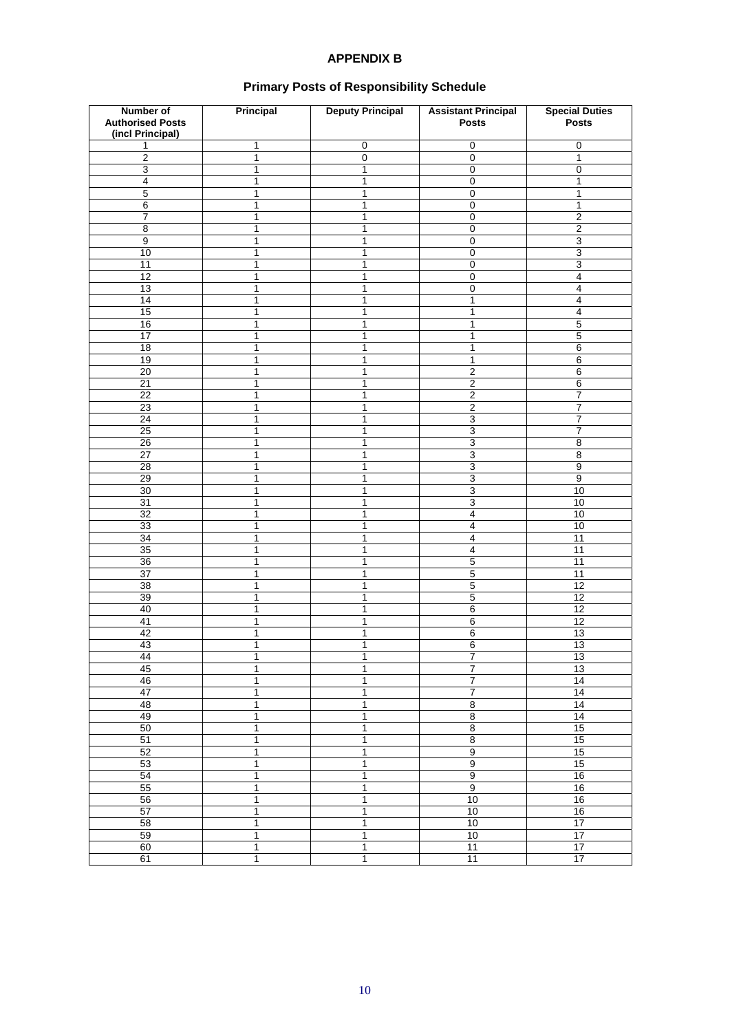**APPENDIX B**

## Primary Posts of Responsibility Schedule

| Number of Authorised Posts (incl Principal) | Principal | Deputy Principal | Assistant Principal Posts | Special Duties Posts |
|---|---|---|---|---|
| 1 | 1 | 0 | 0 | 0 |
| 2 | 1 | 0 | 0 | 1 |
| 3 | 1 | 1 | 0 | 0 |
| 4 | 1 | 1 | 0 | 1 |
| 5 | 1 | 1 | 0 | 1 |
| 6 | 1 | 1 | 0 | 1 |
| 7 | 1 | 1 | 0 | 2 |
| 8 | 1 | 1 | 0 | 2 |
| 9 | 1 | 1 | 0 | 3 |
| 10 | 1 | 1 | 0 | 3 |
| 11 | 1 | 1 | 0 | 3 |
| 12 | 1 | 1 | 0 | 4 |
| 13 | 1 | 1 | 0 | 4 |
| 14 | 1 | 1 | 1 | 4 |
| 15 | 1 | 1 | 1 | 4 |
| 16 | 1 | 1 | 1 | 5 |
| 17 | 1 | 1 | 1 | 5 |
| 18 | 1 | 1 | 1 | 6 |
| 19 | 1 | 1 | 1 | 6 |
| 20 | 1 | 1 | 2 | 6 |
| 21 | 1 | 1 | 2 | 6 |
| 22 | 1 | 1 | 2 | 7 |
| 23 | 1 | 1 | 2 | 7 |
| 24 | 1 | 1 | 3 | 7 |
| 25 | 1 | 1 | 3 | 7 |
| 26 | 1 | 1 | 3 | 8 |
| 27 | 1 | 1 | 3 | 8 |
| 28 | 1 | 1 | 3 | 9 |
| 29 | 1 | 1 | 3 | 9 |
| 30 | 1 | 1 | 3 | 10 |
| 31 | 1 | 1 | 3 | 10 |
| 32 | 1 | 1 | 4 | 10 |
| 33 | 1 | 1 | 4 | 10 |
| 34 | 1 | 1 | 4 | 11 |
| 35 | 1 | 1 | 4 | 11 |
| 36 | 1 | 1 | 5 | 11 |
| 37 | 1 | 1 | 5 | 11 |
| 38 | 1 | 1 | 5 | 12 |
| 39 | 1 | 1 | 5 | 12 |
| 40 | 1 | 1 | 6 | 12 |
| 41 | 1 | 1 | 6 | 12 |
| 42 | 1 | 1 | 6 | 13 |
| 43 | 1 | 1 | 6 | 13 |
| 44 | 1 | 1 | 7 | 13 |
| 45 | 1 | 1 | 7 | 13 |
| 46 | 1 | 1 | 7 | 14 |
| 47 | 1 | 1 | 7 | 14 |
| 48 | 1 | 1 | 8 | 14 |
| 49 | 1 | 1 | 8 | 14 |
| 50 | 1 | 1 | 8 | 15 |
| 51 | 1 | 1 | 8 | 15 |
| 52 | 1 | 1 | 9 | 15 |
| 53 | 1 | 1 | 9 | 15 |
| 54 | 1 | 1 | 9 | 16 |
| 55 | 1 | 1 | 9 | 16 |
| 56 | 1 | 1 | 10 | 16 |
| 57 | 1 | 1 | 10 | 16 |
| 58 | 1 | 1 | 10 | 17 |
| 59 | 1 | 1 | 10 | 17 |
| 60 | 1 | 1 | 11 | 17 |
| 61 | 1 | 1 | 11 | 17 |